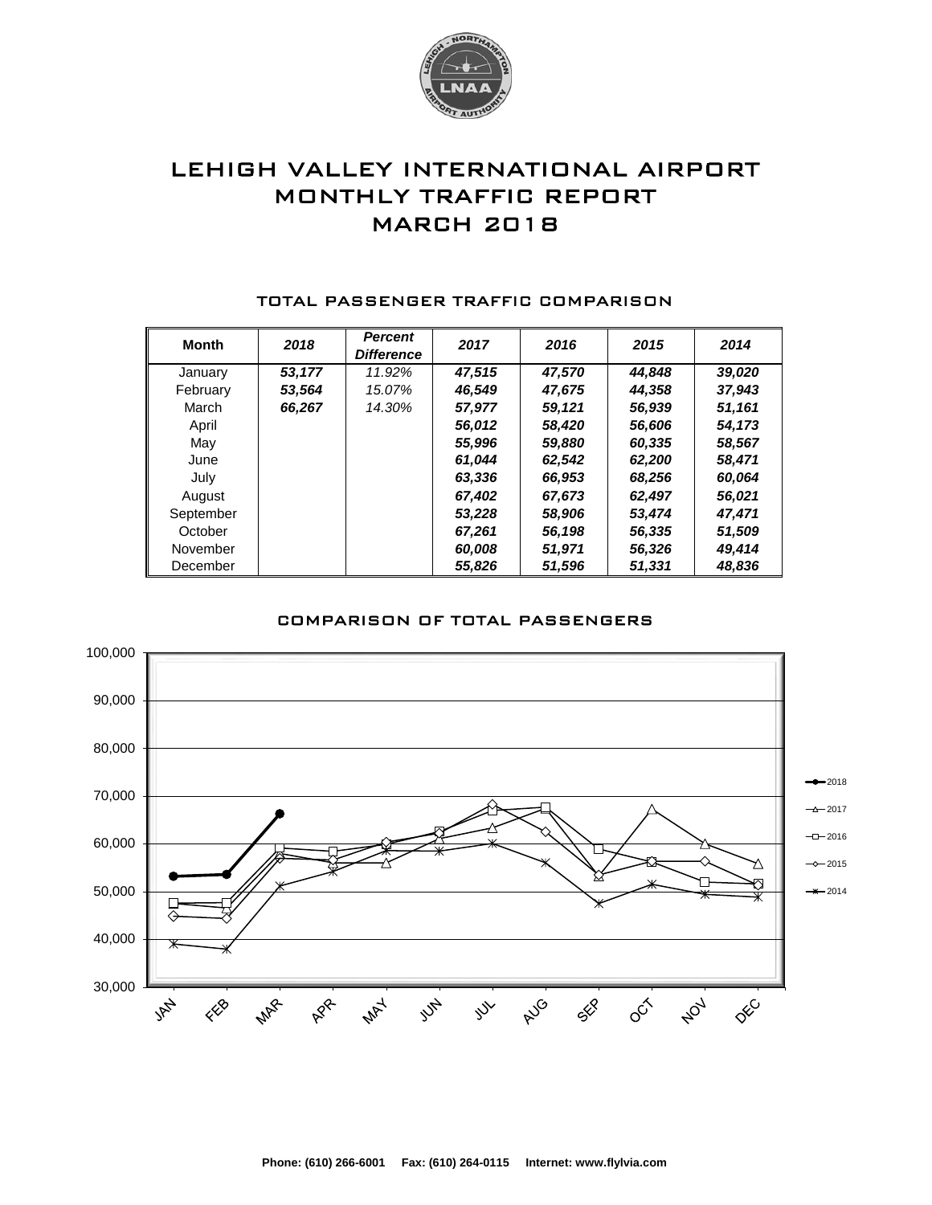# LEHIGH VALLEY INTERNATIONAL AIRPORT
# MONTHLY TRAFFIC REPORT
# MARCH 2018

## TOTAL PASSENGER TRAFFIC COMPARISON

| Month | 2018 | Percent Difference | 2017 | 2016 | 2015 | 2014 |
|---|---|---|---|---|---|---|
| January | 53,177 | 11.92% | 47,515 | 47,570 | 44,848 | 39,020 |
| February | 53,564 | 15.07% | 46,549 | 47,675 | 44,358 | 37,943 |
| March | 66,267 | 14.30% | 57,977 | 59,121 | 56,939 | 51,161 |
| April | | | 56,012 | 58,420 | 56,606 | 54,173 |
| May | | | 55,996 | 59,880 | 60,335 | 58,567 |
| June | | | 61,044 | 62,542 | 62,200 | 58,471 |
| July | | | 63,336 | 66,953 | 68,256 | 60,064 |
| August | | | 67,402 | 67,673 | 62,497 | 56,021 |
| September | | | 53,228 | 58,906 | 53,474 | 47,471 |
| October | | | 67,261 | 56,198 | 56,335 | 51,509 |
| November | | | 60,008 | 51,971 | 56,326 | 49,414 |
| December | | | 55,826 | 51,596 | 51,331 | 48,836 |

## COMPARISON OF TOTAL PASSENGERS

Phone: (610) 266-6001 Fax: (610) 264-0115 Internet: www.flylvia.com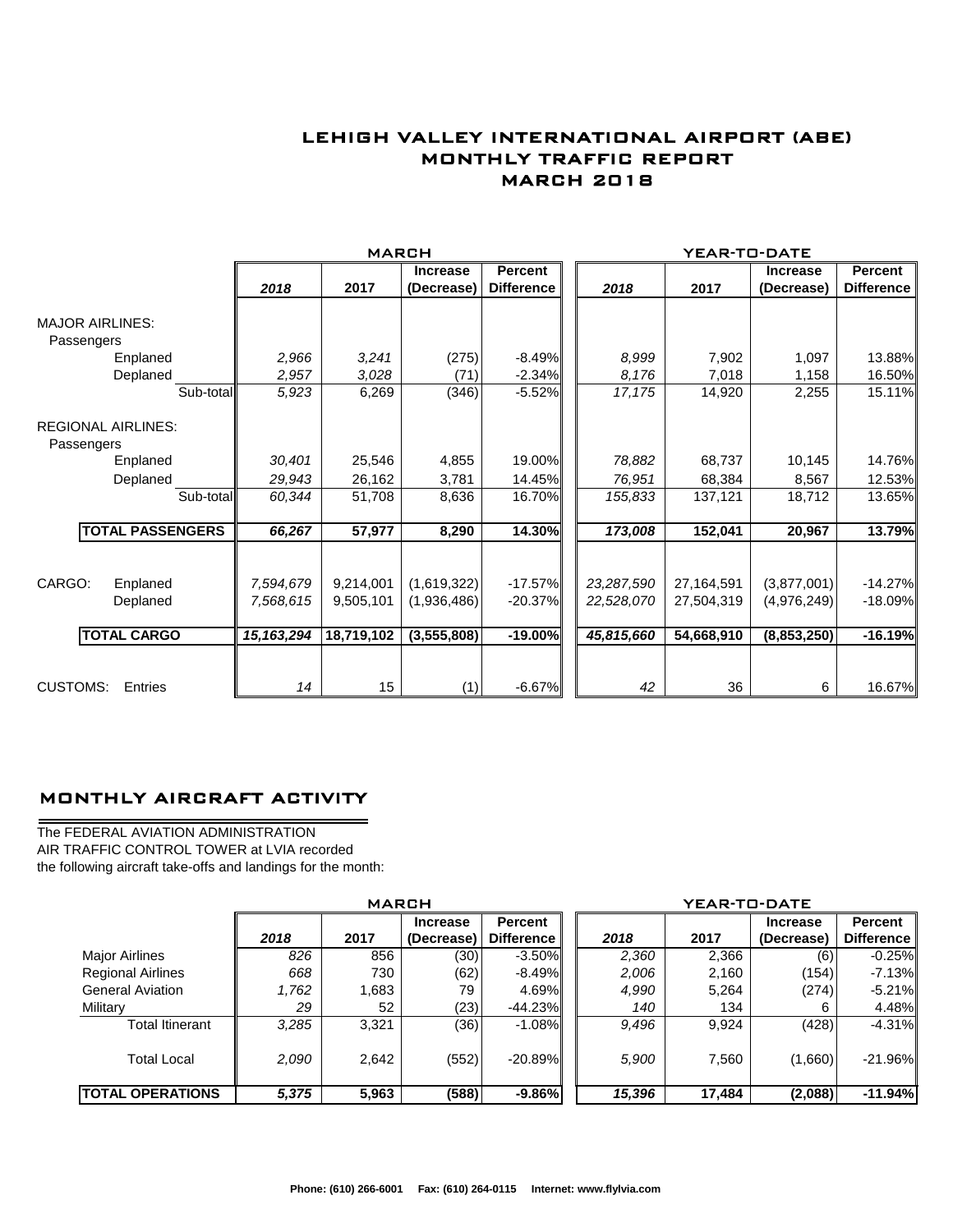# LEHIGH VALLEY INTERNATIONAL AIRPORT (ABE)
## MONTHLY TRAFFIC REPORT
## MARCH 2018

| | MARCH | | | | YEAR-TO-DATE | | | |
|---|---|---|---|---|---|---|---|---|
| | **2018** | **2017** | **Increase (Decrease)** | **Percent Difference** | **2018** | **2017** | **Increase (Decrease)** | **Percent Difference** |
| MAJOR AIRLINES: | | | | | | | | |
| Passengers | | | | | | | | |
| Enplaned | *2,966* | *3,241* | (275) | -8.49% | *8,999* | 7,902 | 1,097 | 13.88% |
| Deplaned | *2,957* | *3,028* | (71) | -2.34% | *8,176* | 7,018 | 1,158 | 16.50% |
| Sub-total | *5,923* | 6,269 | (346) | -5.52% | *17,175* | 14,920 | 2,255 | 15.11% |
| REGIONAL AIRLINES: | | | | | | | | |
| Passengers | | | | | | | | |
| Enplaned | *30,401* | 25,546 | 4,855 | 19.00% | *78,882* | 68,737 | 10,145 | 14.76% |
| Deplaned | *29,943* | 26,162 | 3,781 | 14.45% | *76,951* | 68,384 | 8,567 | 12.53% |
| Sub-total | *60,344* | 51,708 | 8,636 | 16.70% | *155,833* | 137,121 | 18,712 | 13.65% |
| **TOTAL PASSENGERS** | ***66,267*** | **57,977** | **8,290** | **14.30%** | ***173,008*** | **152,041** | **20,967** | **13.79%** |
| CARGO: Enplaned | *7,594,679* | 9,214,001 | (1,619,322) | -17.57% | *23,287,590* | 27,164,591 | (3,877,001) | -14.27% |
| Deplaned | *7,568,615* | 9,505,101 | (1,936,486) | -20.37% | *22,528,070* | 27,504,319 | (4,976,249) | -18.09% |
| **TOTAL CARGO** | ***15,163,294*** | **18,719,102** | **(3,555,808)** | **-19.00%** | ***45,815,660*** | **54,668,910** | **(8,853,250)** | **-16.19%** |
| CUSTOMS: Entries | *14* | 15 | (1) | -6.67% | *42* | 36 | 6 | 16.67% |

## MONTHLY AIRCRAFT ACTIVITY

The FEDERAL AVIATION ADMINISTRATION
AIR TRAFFIC CONTROL TOWER at LVIA recorded
the following aircraft take-offs and landings for the month:

| | MARCH | | | | YEAR-TO-DATE | | | |
|---|---|---|---|---|---|---|---|---|
| | **2018** | **2017** | **Increase (Decrease)** | **Percent Difference** | **2018** | **2017** | **Increase (Decrease)** | **Percent Difference** |
| Major Airlines | *826* | 856 | (30) | -3.50% | *2,360* | 2,366 | (6) | -0.25% |
| Regional Airlines | *668* | 730 | (62) | -8.49% | *2,006* | 2,160 | (154) | -7.13% |
| General Aviation | *1,762* | 1,683 | 79 | 4.69% | *4,990* | 5,264 | (274) | -5.21% |
| Military | *29* | 52 | (23) | -44.23% | *140* | 134 | 6 | 4.48% |
| Total Itinerant | *3,285* | 3,321 | (36) | -1.08% | *9,496* | 9,924 | (428) | -4.31% |
| Total Local | *2,090* | 2,642 | (552) | -20.89% | *5,900* | 7,560 | (1,660) | -21.96% |
| **TOTAL OPERATIONS** | ***5,375*** | **5,963** | **(588)** | **-9.86%** | ***15,396*** | **17,484** | **(2,088)** | **-11.94%** |

**Phone: (610) 266-6001 Fax: (610) 264-0115 Internet: www.flylvia.com**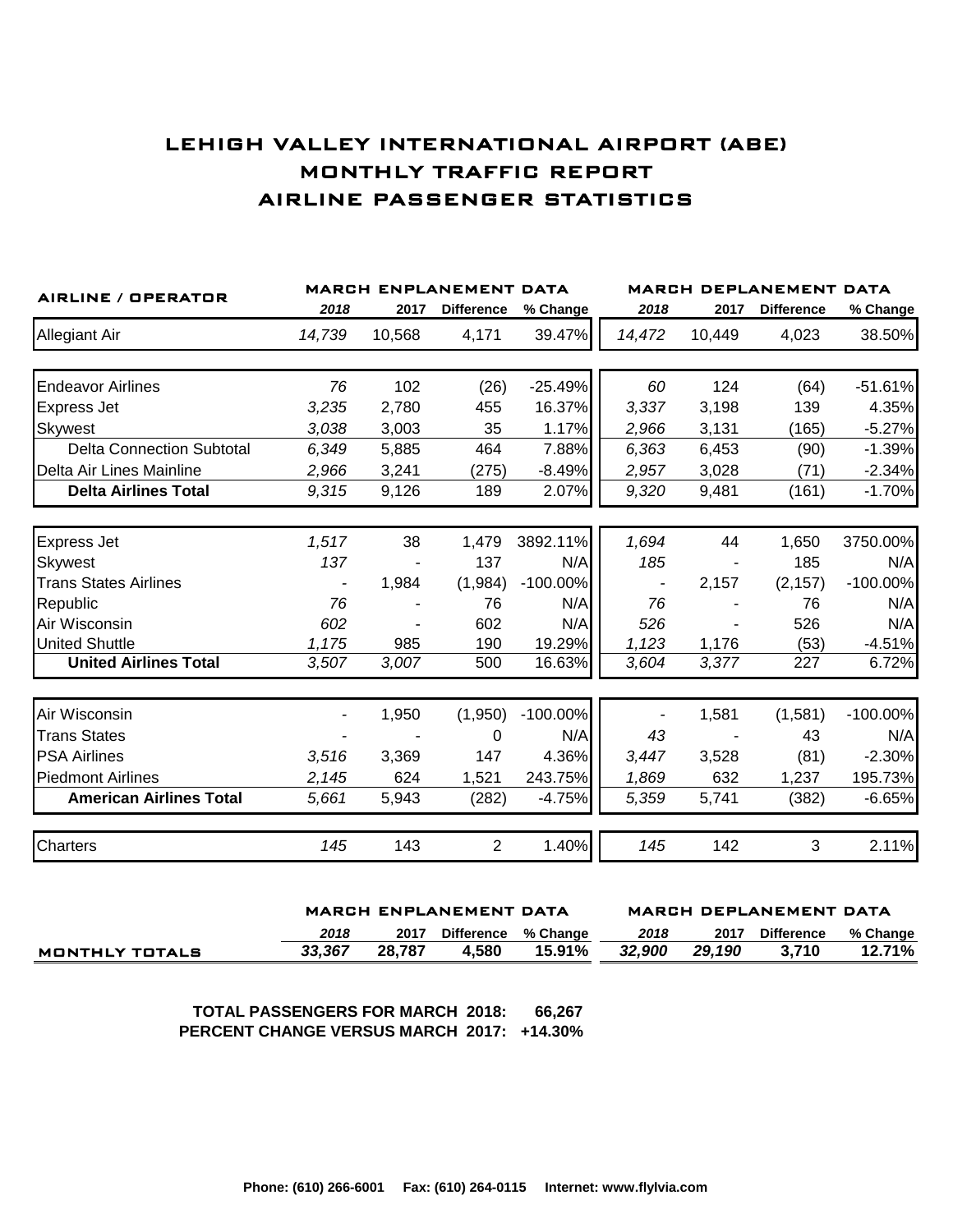# LEHIGH VALLEY INTERNATIONAL AIRPORT (ABE)
## MONTHLY TRAFFIC REPORT
## AIRLINE PASSENGER STATISTICS

| AIRLINE / OPERATOR | MARCH ENPLANEMENT DATA | | | | MARCH DEPLANEMENT DATA | | | |
|---|---|---|---|---|---|---|---|---|
| | 2018 | 2017 | Difference | % Change | 2018 | 2017 | Difference | % Change |
| Allegiant Air | 14,739 | 10,568 | 4,171 | 39.47% | 14,472 | 10,449 | 4,023 | 38.50% |
| | | | | | | | | |
| Endeavor Airlines | 76 | 102 | (26) | -25.49% | 60 | 124 | (64) | -51.61% |
| Express Jet | 3,235 | 2,780 | 455 | 16.37% | 3,337 | 3,198 | 139 | 4.35% |
| Skywest | 3,038 | 3,003 | 35 | 1.17% | 2,966 | 3,131 | (165) | -5.27% |
| Delta Connection Subtotal | 6,349 | 5,885 | 464 | 7.88% | 6,363 | 6,453 | (90) | -1.39% |
| Delta Air Lines Mainline | 2,966 | 3,241 | (275) | -8.49% | 2,957 | 3,028 | (71) | -2.34% |
| **Delta Airlines Total** | 9,315 | 9,126 | 189 | 2.07% | 9,320 | 9,481 | (161) | -1.70% |
| | | | | | | | | |
| Express Jet | 1,517 | 38 | 1,479 | 3892.11% | 1,694 | 44 | 1,650 | 3750.00% |
| Skywest | 137 | - | 137 | N/A | 185 | - | 185 | N/A |
| Trans States Airlines | - | 1,984 | (1,984) | -100.00% | - | 2,157 | (2,157) | -100.00% |
| Republic | 76 | - | 76 | N/A | 76 | - | 76 | N/A |
| Air Wisconsin | 602 | - | 602 | N/A | 526 | - | 526 | N/A |
| United Shuttle | 1,175 | 985 | 190 | 19.29% | 1,123 | 1,176 | (53) | -4.51% |
| **United Airlines Total** | 3,507 | 3,007 | 500 | 16.63% | 3,604 | 3,377 | 227 | 6.72% |
| | | | | | | | | |
| Air Wisconsin | - | 1,950 | (1,950) | -100.00% | - | 1,581 | (1,581) | -100.00% |
| Trans States | - | - | 0 | N/A | 43 | - | 43 | N/A |
| PSA Airlines | 3,516 | 3,369 | 147 | 4.36% | 3,447 | 3,528 | (81) | -2.30% |
| Piedmont Airlines | 2,145 | 624 | 1,521 | 243.75% | 1,869 | 632 | 1,237 | 195.73% |
| **American Airlines Total** | 5,661 | 5,943 | (282) | -4.75% | 5,359 | 5,741 | (382) | -6.65% |
| | | | | | | | | |
| Charters | 145 | 143 | 2 | 1.40% | 145 | 142 | 3 | 2.11% |

| | MARCH ENPLANEMENT DATA | | | | MARCH DEPLANEMENT DATA | | | |
|---|---|---|---|---|---|---|---|---|
| | 2018 | 2017 | Difference | % Change | 2018 | 2017 | Difference | % Change |
| **MONTHLY TOTALS** | **33,367** | **28,787** | **4,580** | **15.91%** | **32,900** | **29,190** | **3,710** | **12.71%** |

**TOTAL PASSENGERS FOR MARCH 2018: 66,267**
**PERCENT CHANGE VERSUS MARCH 2017: +14.30%**

**Phone: (610) 266-6001 Fax: (610) 264-0115 Internet: www.flylvia.com**